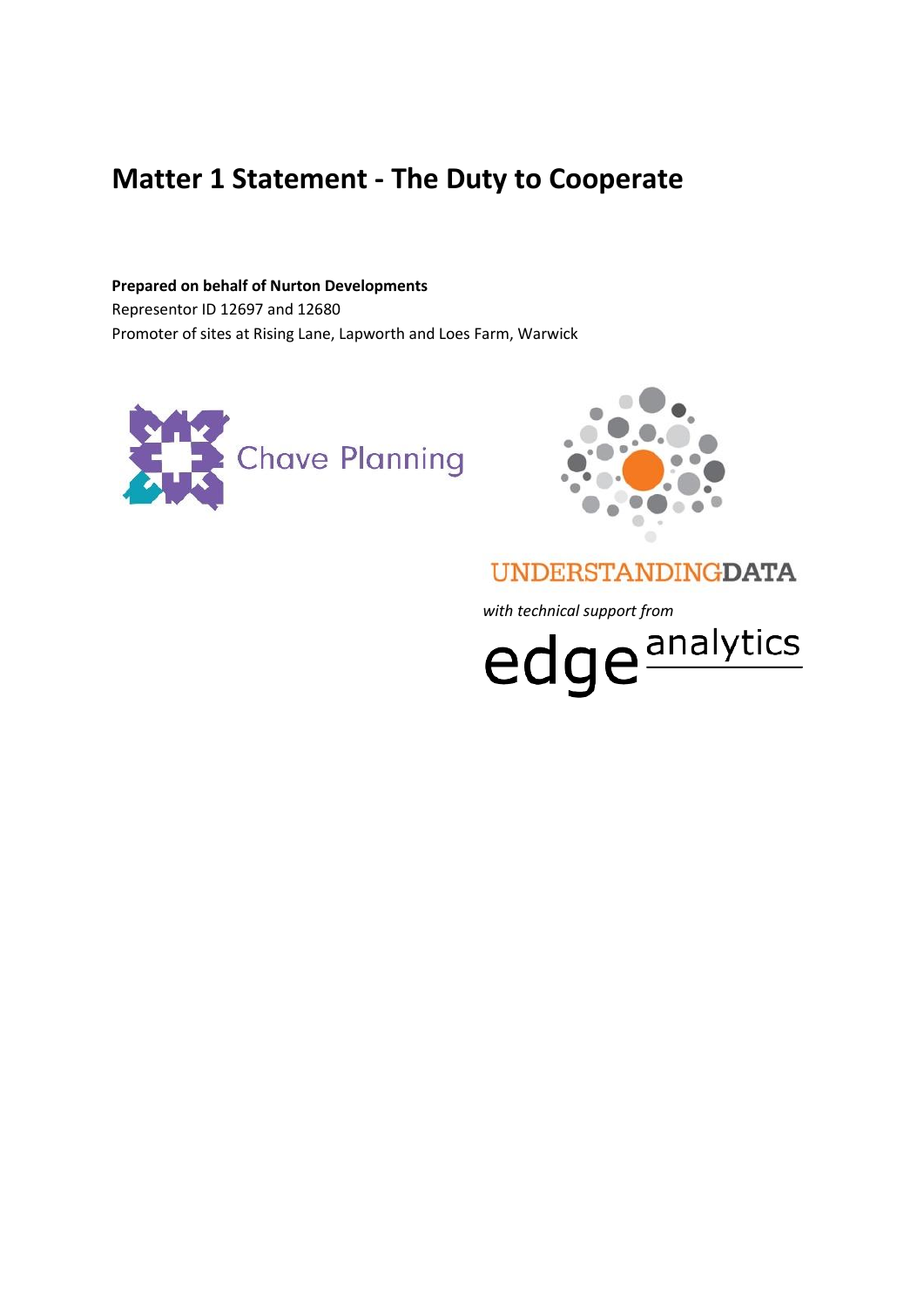# Matter 1 Statement - The Duty to Cooperate

**Prepared on behalf of Nurton Developments**
Representor ID 12697 and 12680
Promoter of sites at Rising Lane, Lapworth and Loes Farm, Warwick

Chave Planning

UNDERSTANDINGDATA

*with technical support from*

edge analytics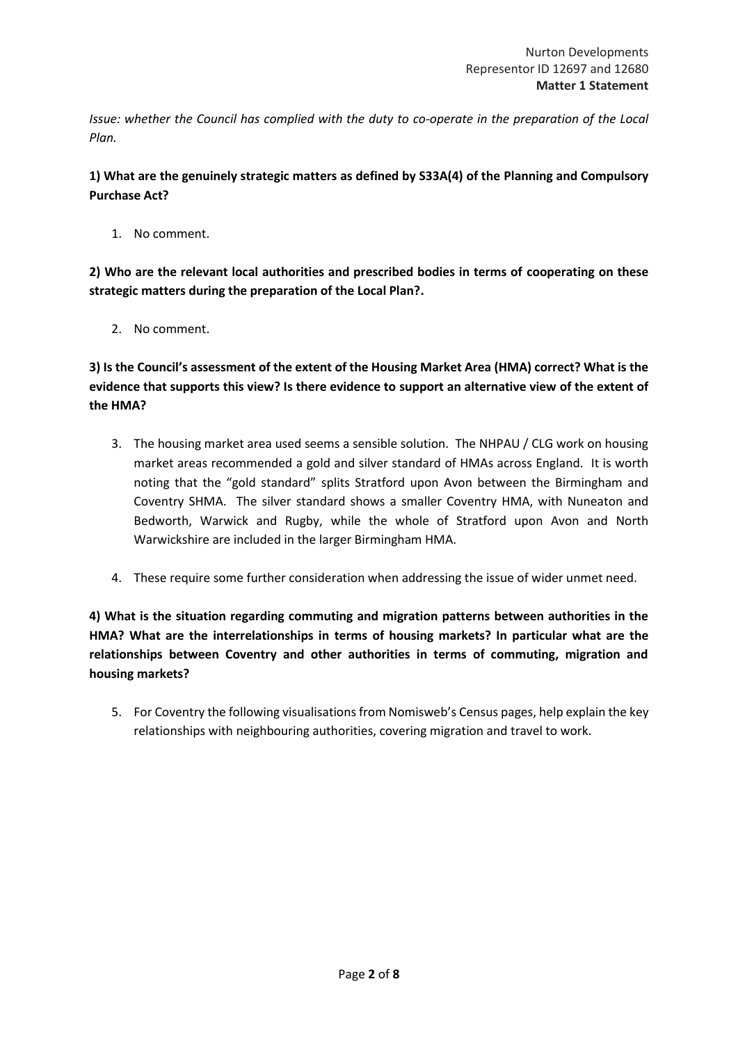*Issue: whether the Council has complied with the duty to co-operate in the preparation of the Local Plan.*

**1) What are the genuinely strategic matters as defined by S33A(4) of the Planning and Compulsory Purchase Act?**

1. No comment.

**2) Who are the relevant local authorities and prescribed bodies in terms of cooperating on these strategic matters during the preparation of the Local Plan?.**

2. No comment.

**3) Is the Council's assessment of the extent of the Housing Market Area (HMA) correct? What is the evidence that supports this view? Is there evidence to support an alternative view of the extent of the HMA?**

3. The housing market area used seems a sensible solution. The NHPAU / CLG work on housing market areas recommended a gold and silver standard of HMAs across England. It is worth noting that the "gold standard" splits Stratford upon Avon between the Birmingham and Coventry SHMA. The silver standard shows a smaller Coventry HMA, with Nuneaton and Bedworth, Warwick and Rugby, while the whole of Stratford upon Avon and North Warwickshire are included in the larger Birmingham HMA.

4. These require some further consideration when addressing the issue of wider unmet need.

**4) What is the situation regarding commuting and migration patterns between authorities in the HMA? What are the interrelationships in terms of housing markets? In particular what are the relationships between Coventry and other authorities in terms of commuting, migration and housing markets?**

5. For Coventry the following visualisations from Nomisweb's Census pages, help explain the key relationships with neighbouring authorities, covering migration and travel to work.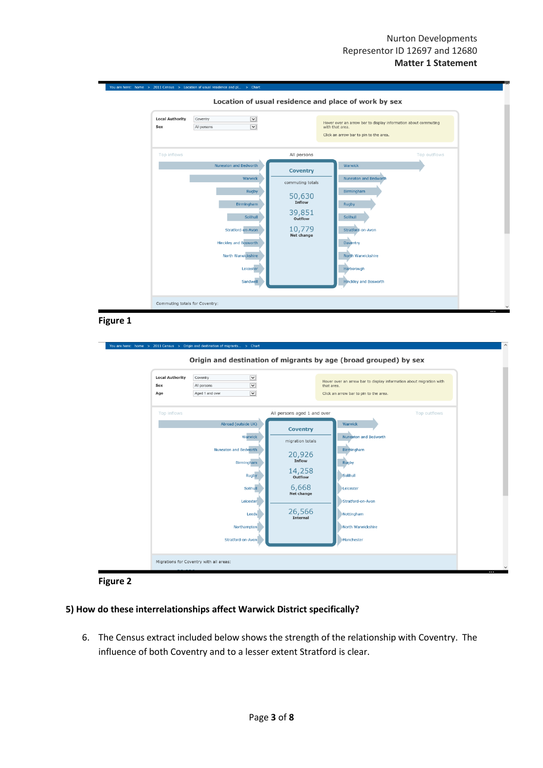**Location of usual residence and place of work by sex**

Local Authority: Coventry
Sex: All persons

All persons

| Top inflows | Coventry | Top outflows |
|---|---|---|
| Nuneaton and Bedworth | commuting totals | Warwick |
| Warwick | 50,630 Inflow | Nuneaton and Bedworth |
| Rugby | 39,851 Outflow | Birmingham |
| Birmingham | 10,779 Net change | Rugby |
| Solihull | | Solihull |
| Stratford-on-Avon | | Stratford-on-Avon |
| Hinckley and Bosworth | | Daventry |
| North Warwickshire | | North Warwickshire |
| Leicester | | Harborough |
| Sandwell | | Hinckley and Bosworth |

Commuting totals for Coventry:

**Figure 1**

**Origin and destination of migrants by age (broad grouped) by sex**

Local Authority: Coventry
Sex: All persons
Age: Aged 1 and over

All persons aged 1 and over

| Top inflows | Coventry | Top outflows |
|---|---|---|
| Abroad (outside UK) | migration totals | Warwick |
| Warwick | 20,926 Inflow | Nuneaton and Bedworth |
| Nuneaton and Bedworth | 14,258 Outflow | Birmingham |
| Birmingham | 6,668 Net change | Rugby |
| Rugby | 26,566 Internal | Solihull |
| Solihull | | Leicester |
| Leicester | | Stratford-on-Avon |
| Leeds | | Nottingham |
| Northampton | | North Warwickshire |
| Stratford-on-Avon | | Manchester |

Migrations for Coventry with all areas:

**Figure 2**

### 5) How do these interrelationships affect Warwick District specifically?

6. The Census extract included below shows the strength of the relationship with Coventry. The influence of both Coventry and to a lesser extent Stratford is clear.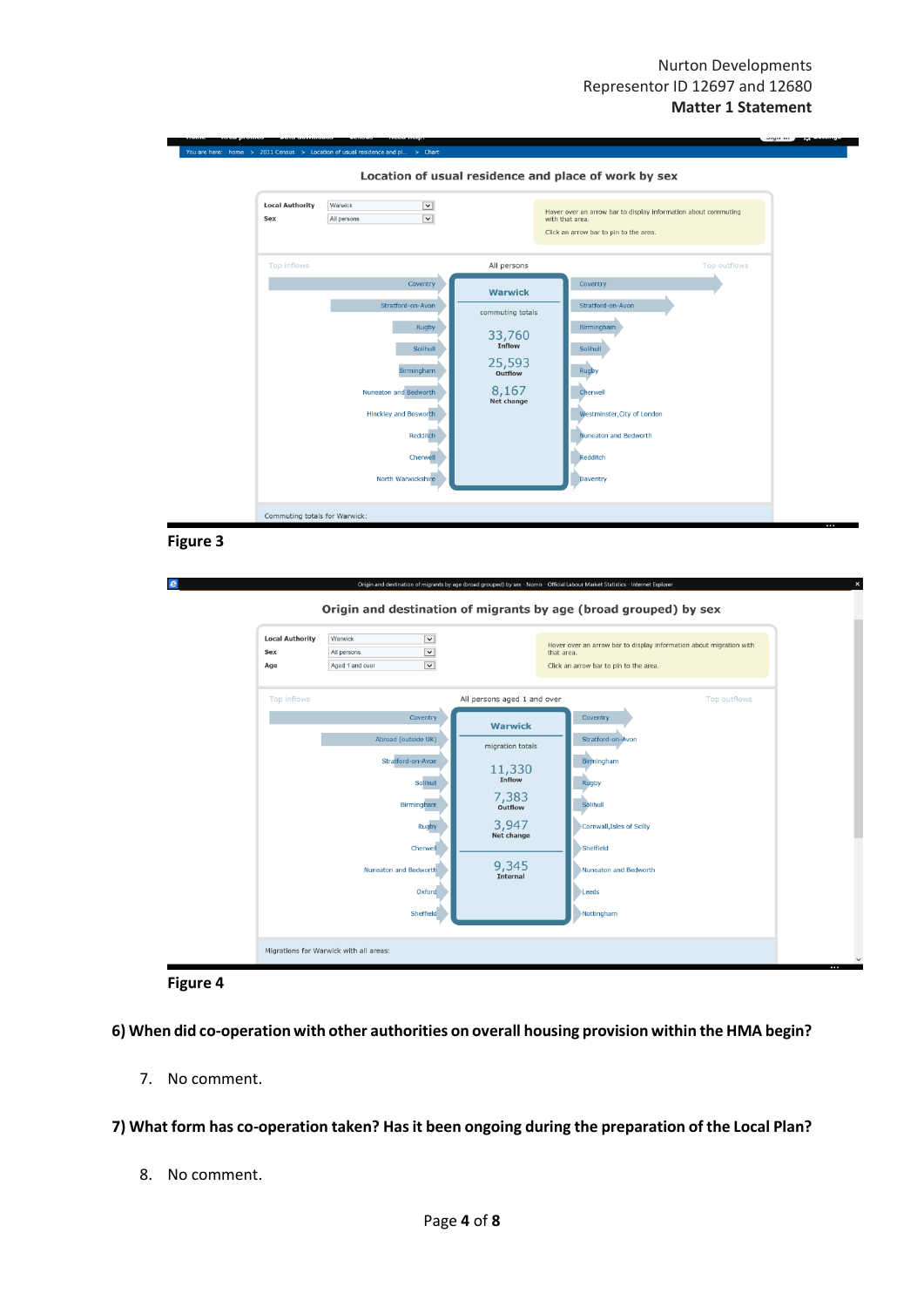**Figure 3**

**Figure 4**

**6) When did co-operation with other authorities on overall housing provision within the HMA begin?**

7. No comment.

**7) What form has co-operation taken? Has it been ongoing during the preparation of the Local Plan?**

8. No comment.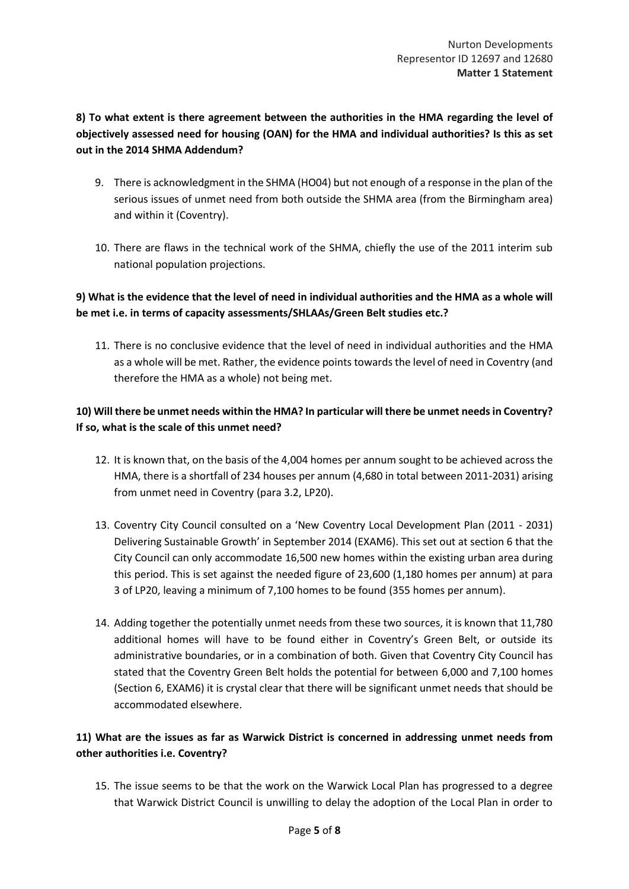**8) To what extent is there agreement between the authorities in the HMA regarding the level of objectively assessed need for housing (OAN) for the HMA and individual authorities? Is this as set out in the 2014 SHMA Addendum?**

9. There is acknowledgment in the SHMA (HO04) but not enough of a response in the plan of the serious issues of unmet need from both outside the SHMA area (from the Birmingham area) and within it (Coventry).

10. There are flaws in the technical work of the SHMA, chiefly the use of the 2011 interim sub national population projections.

**9) What is the evidence that the level of need in individual authorities and the HMA as a whole will be met i.e. in terms of capacity assessments/SHLAAs/Green Belt studies etc.?**

11. There is no conclusive evidence that the level of need in individual authorities and the HMA as a whole will be met. Rather, the evidence points towards the level of need in Coventry (and therefore the HMA as a whole) not being met.

**10) Will there be unmet needs within the HMA? In particular will there be unmet needs in Coventry? If so, what is the scale of this unmet need?**

12. It is known that, on the basis of the 4,004 homes per annum sought to be achieved across the HMA, there is a shortfall of 234 houses per annum (4,680 in total between 2011-2031) arising from unmet need in Coventry (para 3.2, LP20).

13. Coventry City Council consulted on a 'New Coventry Local Development Plan (2011 - 2031) Delivering Sustainable Growth' in September 2014 (EXAM6). This set out at section 6 that the City Council can only accommodate 16,500 new homes within the existing urban area during this period. This is set against the needed figure of 23,600 (1,180 homes per annum) at para 3 of LP20, leaving a minimum of 7,100 homes to be found (355 homes per annum).

14. Adding together the potentially unmet needs from these two sources, it is known that 11,780 additional homes will have to be found either in Coventry's Green Belt, or outside its administrative boundaries, or in a combination of both. Given that Coventry City Council has stated that the Coventry Green Belt holds the potential for between 6,000 and 7,100 homes (Section 6, EXAM6) it is crystal clear that there will be significant unmet needs that should be accommodated elsewhere.

**11) What are the issues as far as Warwick District is concerned in addressing unmet needs from other authorities i.e. Coventry?**

15. The issue seems to be that the work on the Warwick Local Plan has progressed to a degree that Warwick District Council is unwilling to delay the adoption of the Local Plan in order to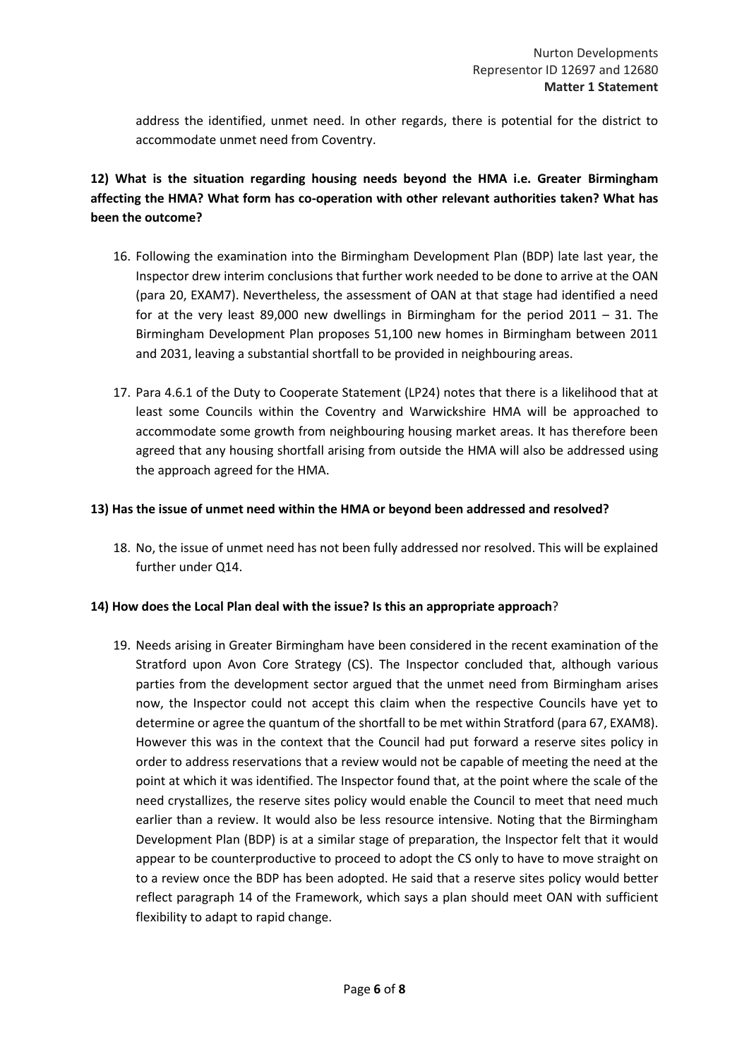address the identified, unmet need. In other regards, there is potential for the district to accommodate unmet need from Coventry.

**12) What is the situation regarding housing needs beyond the HMA i.e. Greater Birmingham affecting the HMA? What form has co-operation with other relevant authorities taken? What has been the outcome?**

16. Following the examination into the Birmingham Development Plan (BDP) late last year, the Inspector drew interim conclusions that further work needed to be done to arrive at the OAN (para 20, EXAM7). Nevertheless, the assessment of OAN at that stage had identified a need for at the very least 89,000 new dwellings in Birmingham for the period 2011 – 31. The Birmingham Development Plan proposes 51,100 new homes in Birmingham between 2011 and 2031, leaving a substantial shortfall to be provided in neighbouring areas.

17. Para 4.6.1 of the Duty to Cooperate Statement (LP24) notes that there is a likelihood that at least some Councils within the Coventry and Warwickshire HMA will be approached to accommodate some growth from neighbouring housing market areas. It has therefore been agreed that any housing shortfall arising from outside the HMA will also be addressed using the approach agreed for the HMA.

**13) Has the issue of unmet need within the HMA or beyond been addressed and resolved?**

18. No, the issue of unmet need has not been fully addressed nor resolved. This will be explained further under Q14.

**14) How does the Local Plan deal with the issue? Is this an appropriate approach?**

19. Needs arising in Greater Birmingham have been considered in the recent examination of the Stratford upon Avon Core Strategy (CS). The Inspector concluded that, although various parties from the development sector argued that the unmet need from Birmingham arises now, the Inspector could not accept this claim when the respective Councils have yet to determine or agree the quantum of the shortfall to be met within Stratford (para 67, EXAM8). However this was in the context that the Council had put forward a reserve sites policy in order to address reservations that a review would not be capable of meeting the need at the point at which it was identified. The Inspector found that, at the point where the scale of the need crystallizes, the reserve sites policy would enable the Council to meet that need much earlier than a review. It would also be less resource intensive. Noting that the Birmingham Development Plan (BDP) is at a similar stage of preparation, the Inspector felt that it would appear to be counterproductive to proceed to adopt the CS only to have to move straight on to a review once the BDP has been adopted. He said that a reserve sites policy would better reflect paragraph 14 of the Framework, which says a plan should meet OAN with sufficient flexibility to adapt to rapid change.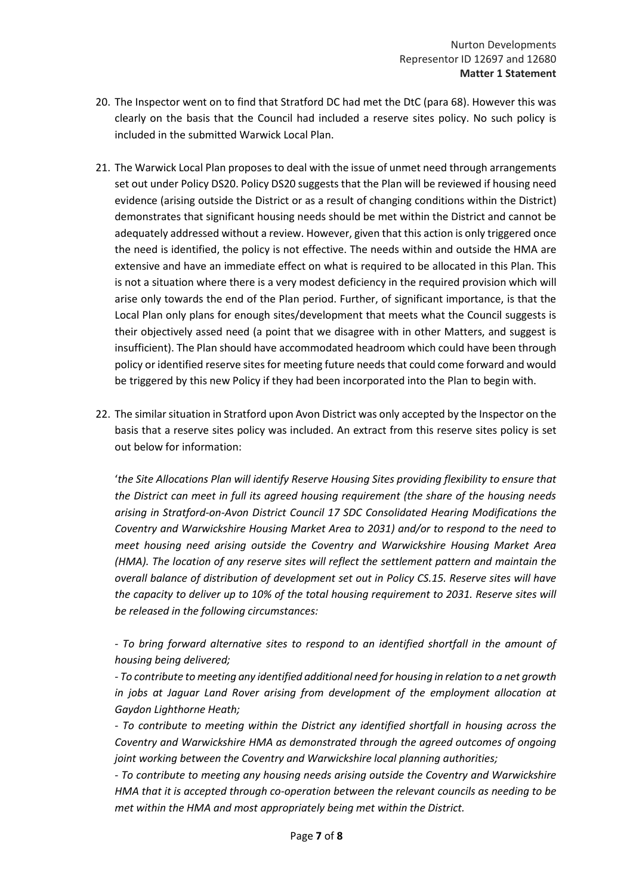20. The Inspector went on to find that Stratford DC had met the DtC (para 68). However this was clearly on the basis that the Council had included a reserve sites policy. No such policy is included in the submitted Warwick Local Plan.

21. The Warwick Local Plan proposes to deal with the issue of unmet need through arrangements set out under Policy DS20. Policy DS20 suggests that the Plan will be reviewed if housing need evidence (arising outside the District or as a result of changing conditions within the District) demonstrates that significant housing needs should be met within the District and cannot be adequately addressed without a review. However, given that this action is only triggered once the need is identified, the policy is not effective. The needs within and outside the HMA are extensive and have an immediate effect on what is required to be allocated in this Plan. This is not a situation where there is a very modest deficiency in the required provision which will arise only towards the end of the Plan period. Further, of significant importance, is that the Local Plan only plans for enough sites/development that meets what the Council suggests is their objectively assed need (a point that we disagree with in other Matters, and suggest is insufficient). The Plan should have accommodated headroom which could have been through policy or identified reserve sites for meeting future needs that could come forward and would be triggered by this new Policy if they had been incorporated into the Plan to begin with.

22. The similar situation in Stratford upon Avon District was only accepted by the Inspector on the basis that a reserve sites policy was included. An extract from this reserve sites policy is set out below for information:

'*the Site Allocations Plan will identify Reserve Housing Sites providing flexibility to ensure that the District can meet in full its agreed housing requirement (the share of the housing needs arising in Stratford-on-Avon District Council 17 SDC Consolidated Hearing Modifications the Coventry and Warwickshire Housing Market Area to 2031) and/or to respond to the need to meet housing need arising outside the Coventry and Warwickshire Housing Market Area (HMA). The location of any reserve sites will reflect the settlement pattern and maintain the overall balance of distribution of development set out in Policy CS.15. Reserve sites will have the capacity to deliver up to 10% of the total housing requirement to 2031. Reserve sites will be released in the following circumstances:*

*- To bring forward alternative sites to respond to an identified shortfall in the amount of housing being delivered;*

*- To contribute to meeting any identified additional need for housing in relation to a net growth in jobs at Jaguar Land Rover arising from development of the employment allocation at Gaydon Lighthorne Heath;*

*- To contribute to meeting within the District any identified shortfall in housing across the Coventry and Warwickshire HMA as demonstrated through the agreed outcomes of ongoing joint working between the Coventry and Warwickshire local planning authorities;*

*- To contribute to meeting any housing needs arising outside the Coventry and Warwickshire HMA that it is accepted through co-operation between the relevant councils as needing to be met within the HMA and most appropriately being met within the District.*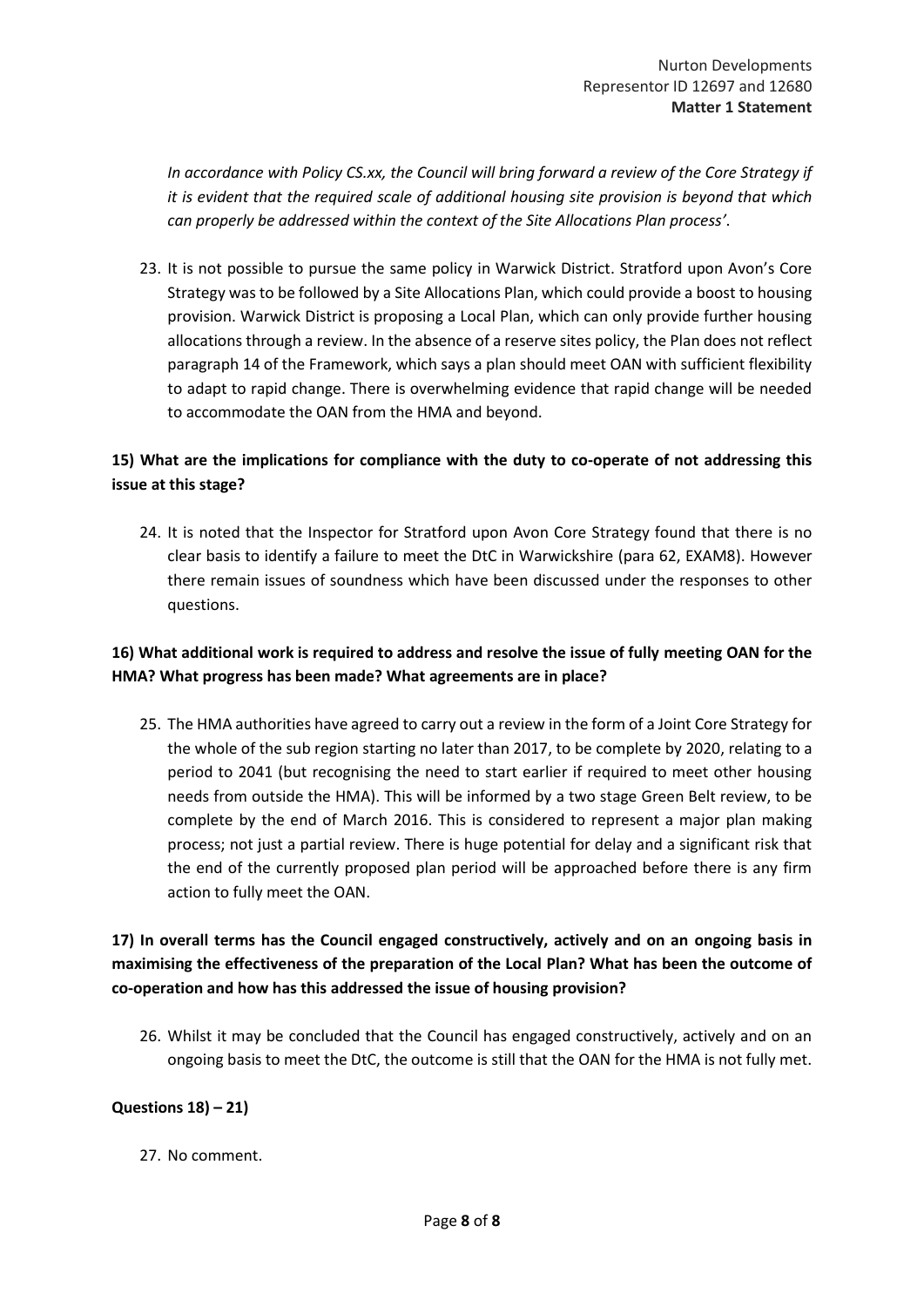*In accordance with Policy CS.xx, the Council will bring forward a review of the Core Strategy if it is evident that the required scale of additional housing site provision is beyond that which can properly be addressed within the context of the Site Allocations Plan process'.*

23. It is not possible to pursue the same policy in Warwick District. Stratford upon Avon's Core Strategy was to be followed by a Site Allocations Plan, which could provide a boost to housing provision. Warwick District is proposing a Local Plan, which can only provide further housing allocations through a review. In the absence of a reserve sites policy, the Plan does not reflect paragraph 14 of the Framework, which says a plan should meet OAN with sufficient flexibility to adapt to rapid change. There is overwhelming evidence that rapid change will be needed to accommodate the OAN from the HMA and beyond.

**15) What are the implications for compliance with the duty to co-operate of not addressing this issue at this stage?**

24. It is noted that the Inspector for Stratford upon Avon Core Strategy found that there is no clear basis to identify a failure to meet the DtC in Warwickshire (para 62, EXAM8). However there remain issues of soundness which have been discussed under the responses to other questions.

**16) What additional work is required to address and resolve the issue of fully meeting OAN for the HMA? What progress has been made? What agreements are in place?**

25. The HMA authorities have agreed to carry out a review in the form of a Joint Core Strategy for the whole of the sub region starting no later than 2017, to be complete by 2020, relating to a period to 2041 (but recognising the need to start earlier if required to meet other housing needs from outside the HMA). This will be informed by a two stage Green Belt review, to be complete by the end of March 2016. This is considered to represent a major plan making process; not just a partial review. There is huge potential for delay and a significant risk that the end of the currently proposed plan period will be approached before there is any firm action to fully meet the OAN.

**17) In overall terms has the Council engaged constructively, actively and on an ongoing basis in maximising the effectiveness of the preparation of the Local Plan? What has been the outcome of co-operation and how has this addressed the issue of housing provision?**

26. Whilst it may be concluded that the Council has engaged constructively, actively and on an ongoing basis to meet the DtC, the outcome is still that the OAN for the HMA is not fully met.

**Questions 18) – 21)**

27. No comment.